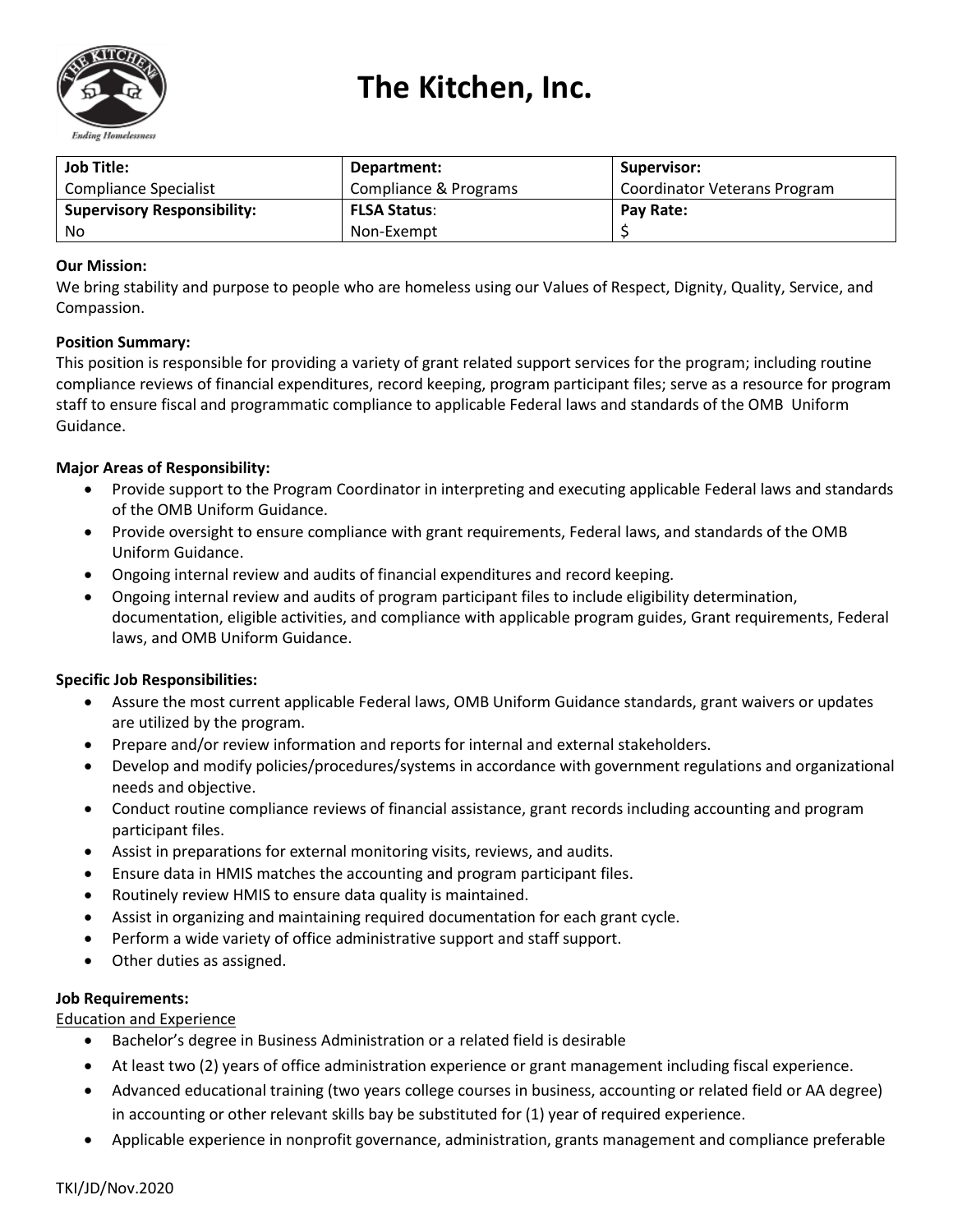# The Kitchen, Inc.

| Job Title: | Department: | Supervisor: |
|---|---|---|
| Compliance Specialist | Compliance & Programs | Coordinator Veterans Program |
| **Supervisory Responsibility:** | **FLSA Status**: | **Pay Rate:** |
| No | Non-Exempt | $ |

**Our Mission:**
We bring stability and purpose to people who are homeless using our Values of Respect, Dignity, Quality, Service, and Compassion.

**Position Summary:**
This position is responsible for providing a variety of grant related support services for the program; including routine compliance reviews of financial expenditures, record keeping, program participant files; serve as a resource for program staff to ensure fiscal and programmatic compliance to applicable Federal laws and standards of the OMB Uniform Guidance.

**Major Areas of Responsibility:**

- Provide support to the Program Coordinator in interpreting and executing applicable Federal laws and standards of the OMB Uniform Guidance.
- Provide oversight to ensure compliance with grant requirements, Federal laws, and standards of the OMB Uniform Guidance.
- Ongoing internal review and audits of financial expenditures and record keeping.
- Ongoing internal review and audits of program participant files to include eligibility determination, documentation, eligible activities, and compliance with applicable program guides, Grant requirements, Federal laws, and OMB Uniform Guidance.

**Specific Job Responsibilities:**

- Assure the most current applicable Federal laws, OMB Uniform Guidance standards, grant waivers or updates are utilized by the program.
- Prepare and/or review information and reports for internal and external stakeholders.
- Develop and modify policies/procedures/systems in accordance with government regulations and organizational needs and objective.
- Conduct routine compliance reviews of financial assistance, grant records including accounting and program participant files.
- Assist in preparations for external monitoring visits, reviews, and audits.
- Ensure data in HMIS matches the accounting and program participant files.
- Routinely review HMIS to ensure data quality is maintained.
- Assist in organizing and maintaining required documentation for each grant cycle.
- Perform a wide variety of office administrative support and staff support.
- Other duties as assigned.

**Job Requirements:**

Education and Experience

- Bachelor's degree in Business Administration or a related field is desirable
- At least two (2) years of office administration experience or grant management including fiscal experience.
- Advanced educational training (two years college courses in business, accounting or related field or AA degree) in accounting or other relevant skills bay be substituted for (1) year of required experience.
- Applicable experience in nonprofit governance, administration, grants management and compliance preferable

TKI/JD/Nov.2020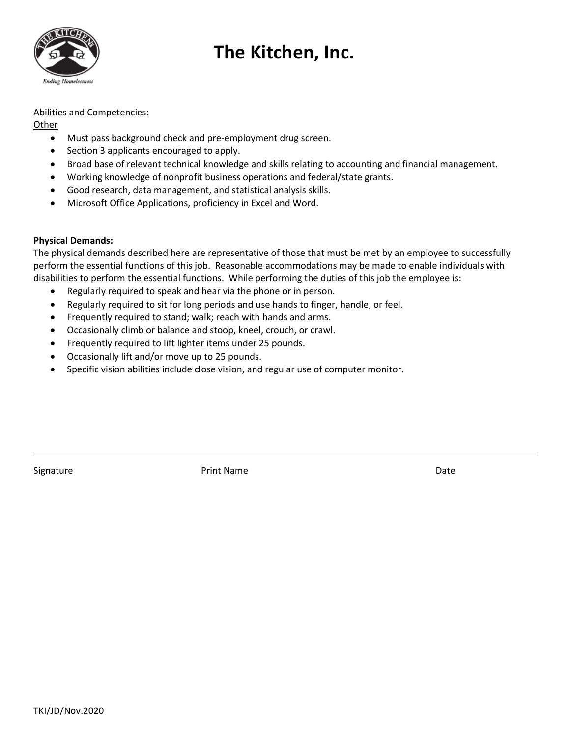# The Kitchen, Inc.

Abilities and Competencies:

Other

- Must pass background check and pre-employment drug screen.
- Section 3 applicants encouraged to apply.
- Broad base of relevant technical knowledge and skills relating to accounting and financial management.
- Working knowledge of nonprofit business operations and federal/state grants.
- Good research, data management, and statistical analysis skills.
- Microsoft Office Applications, proficiency in Excel and Word.

**Physical Demands:**

The physical demands described here are representative of those that must be met by an employee to successfully perform the essential functions of this job. Reasonable accommodations may be made to enable individuals with disabilities to perform the essential functions. While performing the duties of this job the employee is:

- Regularly required to speak and hear via the phone or in person.
- Regularly required to sit for long periods and use hands to finger, handle, or feel.
- Frequently required to stand; walk; reach with hands and arms.
- Occasionally climb or balance and stoop, kneel, crouch, or crawl.
- Frequently required to lift lighter items under 25 pounds.
- Occasionally lift and/or move up to 25 pounds.
- Specific vision abilities include close vision, and regular use of computer monitor.

---

Signature Print Name Date

TKI/JD/Nov.2020